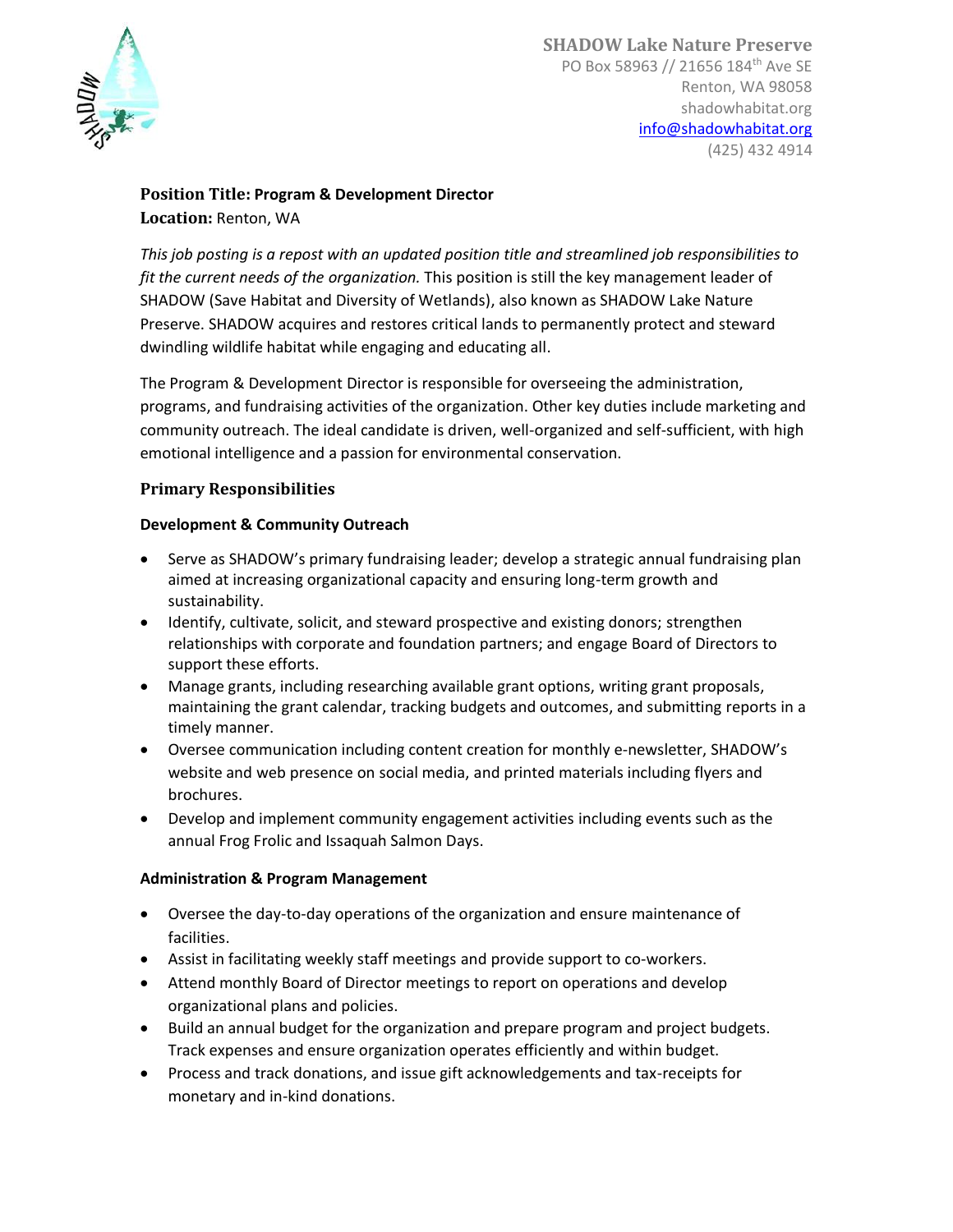**SHADOW Lake Nature Preserve**
PO Box 58963 // 21656 184th Ave SE
Renton, WA 98058
shadowhabitat.org
info@shadowhabitat.org
(425) 432 4914

**Position Title: Program & Development Director**
**Location:** Renton, WA

*This job posting is a repost with an updated position title and streamlined job responsibilities to fit the current needs of the organization.* This position is still the key management leader of SHADOW (Save Habitat and Diversity of Wetlands), also known as SHADOW Lake Nature Preserve. SHADOW acquires and restores critical lands to permanently protect and steward dwindling wildlife habitat while engaging and educating all.

The Program & Development Director is responsible for overseeing the administration, programs, and fundraising activities of the organization. Other key duties include marketing and community outreach. The ideal candidate is driven, well-organized and self-sufficient, with high emotional intelligence and a passion for environmental conservation.

## Primary Responsibilities

### Development & Community Outreach

- Serve as SHADOW's primary fundraising leader; develop a strategic annual fundraising plan aimed at increasing organizational capacity and ensuring long-term growth and sustainability.
- Identify, cultivate, solicit, and steward prospective and existing donors; strengthen relationships with corporate and foundation partners; and engage Board of Directors to support these efforts.
- Manage grants, including researching available grant options, writing grant proposals, maintaining the grant calendar, tracking budgets and outcomes, and submitting reports in a timely manner.
- Oversee communication including content creation for monthly e-newsletter, SHADOW's website and web presence on social media, and printed materials including flyers and brochures.
- Develop and implement community engagement activities including events such as the annual Frog Frolic and Issaquah Salmon Days.

### Administration & Program Management

- Oversee the day-to-day operations of the organization and ensure maintenance of facilities.
- Assist in facilitating weekly staff meetings and provide support to co-workers.
- Attend monthly Board of Director meetings to report on operations and develop organizational plans and policies.
- Build an annual budget for the organization and prepare program and project budgets. Track expenses and ensure organization operates efficiently and within budget.
- Process and track donations, and issue gift acknowledgements and tax-receipts for monetary and in-kind donations.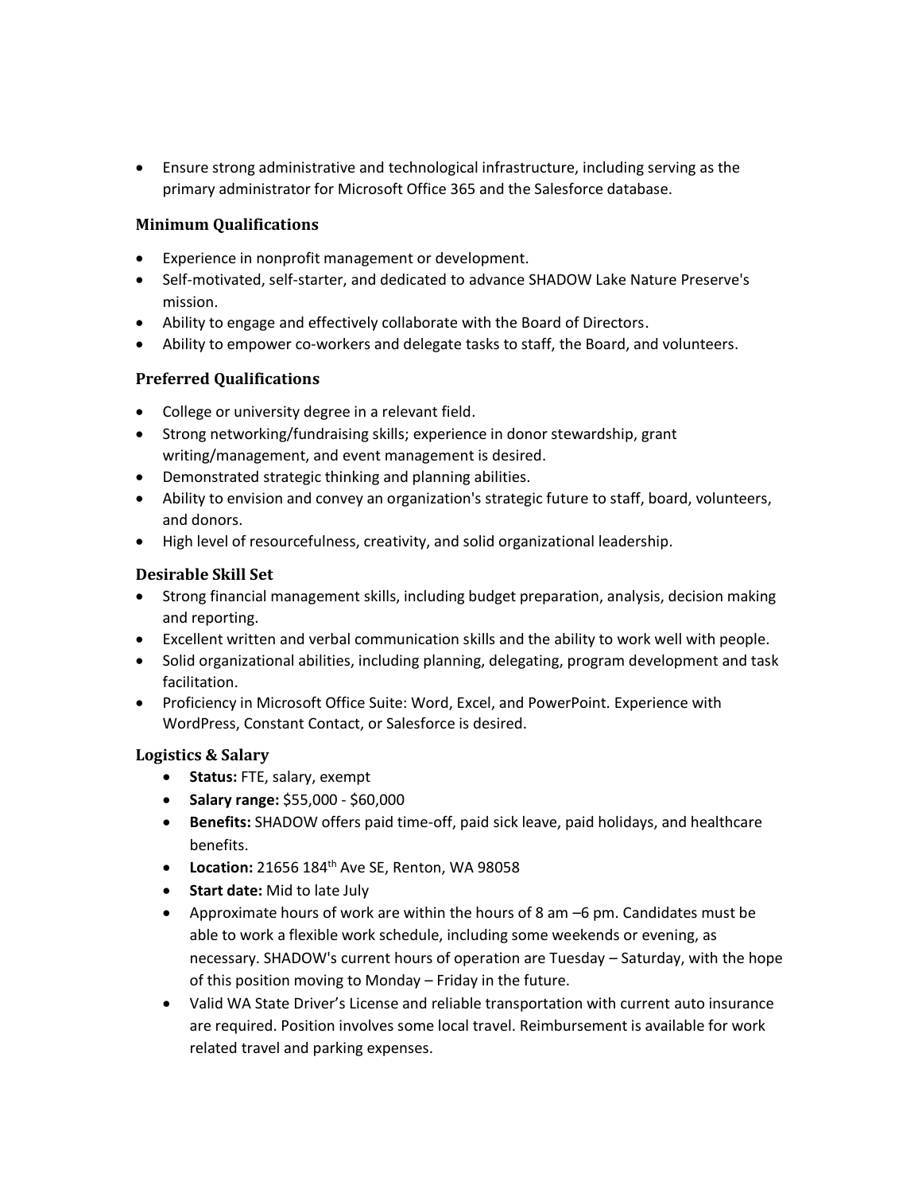- Ensure strong administrative and technological infrastructure, including serving as the primary administrator for Microsoft Office 365 and the Salesforce database.

### Minimum Qualifications

- Experience in nonprofit management or development.
- Self-motivated, self-starter, and dedicated to advance SHADOW Lake Nature Preserve's mission.
- Ability to engage and effectively collaborate with the Board of Directors.
- Ability to empower co-workers and delegate tasks to staff, the Board, and volunteers.

### Preferred Qualifications

- College or university degree in a relevant field.
- Strong networking/fundraising skills; experience in donor stewardship, grant writing/management, and event management is desired.
- Demonstrated strategic thinking and planning abilities.
- Ability to envision and convey an organization's strategic future to staff, board, volunteers, and donors.
- High level of resourcefulness, creativity, and solid organizational leadership.

### Desirable Skill Set

- Strong financial management skills, including budget preparation, analysis, decision making and reporting.
- Excellent written and verbal communication skills and the ability to work well with people.
- Solid organizational abilities, including planning, delegating, program development and task facilitation.
- Proficiency in Microsoft Office Suite: Word, Excel, and PowerPoint. Experience with WordPress, Constant Contact, or Salesforce is desired.

### Logistics & Salary

- **Status:** FTE, salary, exempt
- **Salary range:** $55,000 - $60,000
- **Benefits:** SHADOW offers paid time-off, paid sick leave, paid holidays, and healthcare benefits.
- **Location:** 21656 184th Ave SE, Renton, WA 98058
- **Start date:** Mid to late July
- Approximate hours of work are within the hours of 8 am –6 pm. Candidates must be able to work a flexible work schedule, including some weekends or evening, as necessary. SHADOW's current hours of operation are Tuesday – Saturday, with the hope of this position moving to Monday – Friday in the future.
- Valid WA State Driver's License and reliable transportation with current auto insurance are required. Position involves some local travel. Reimbursement is available for work related travel and parking expenses.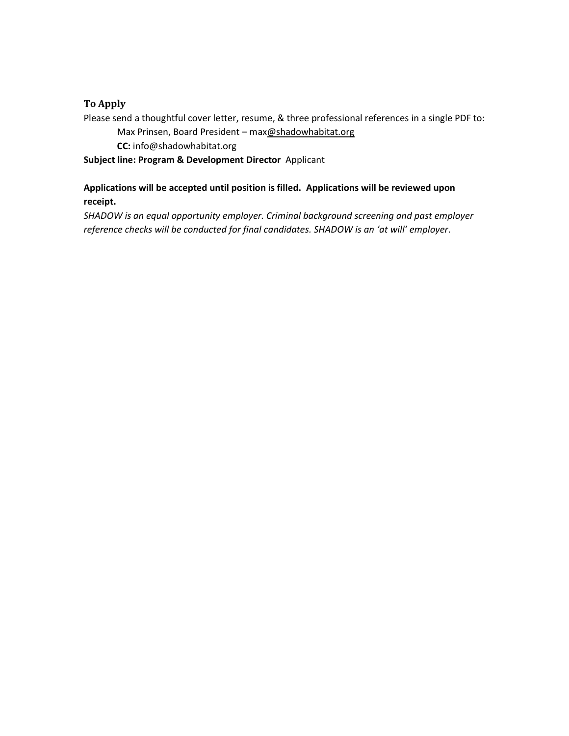## To Apply

Please send a thoughtful cover letter, resume, & three professional references in a single PDF to:

Max Prinsen, Board President – max@shadowhabitat.org

**CC:** info@shadowhabitat.org

**Subject line: Program & Development Director** Applicant

**Applications will be accepted until position is filled. Applications will be reviewed upon receipt.**

*SHADOW is an equal opportunity employer. Criminal background screening and past employer reference checks will be conducted for final candidates. SHADOW is an 'at will' employer.*